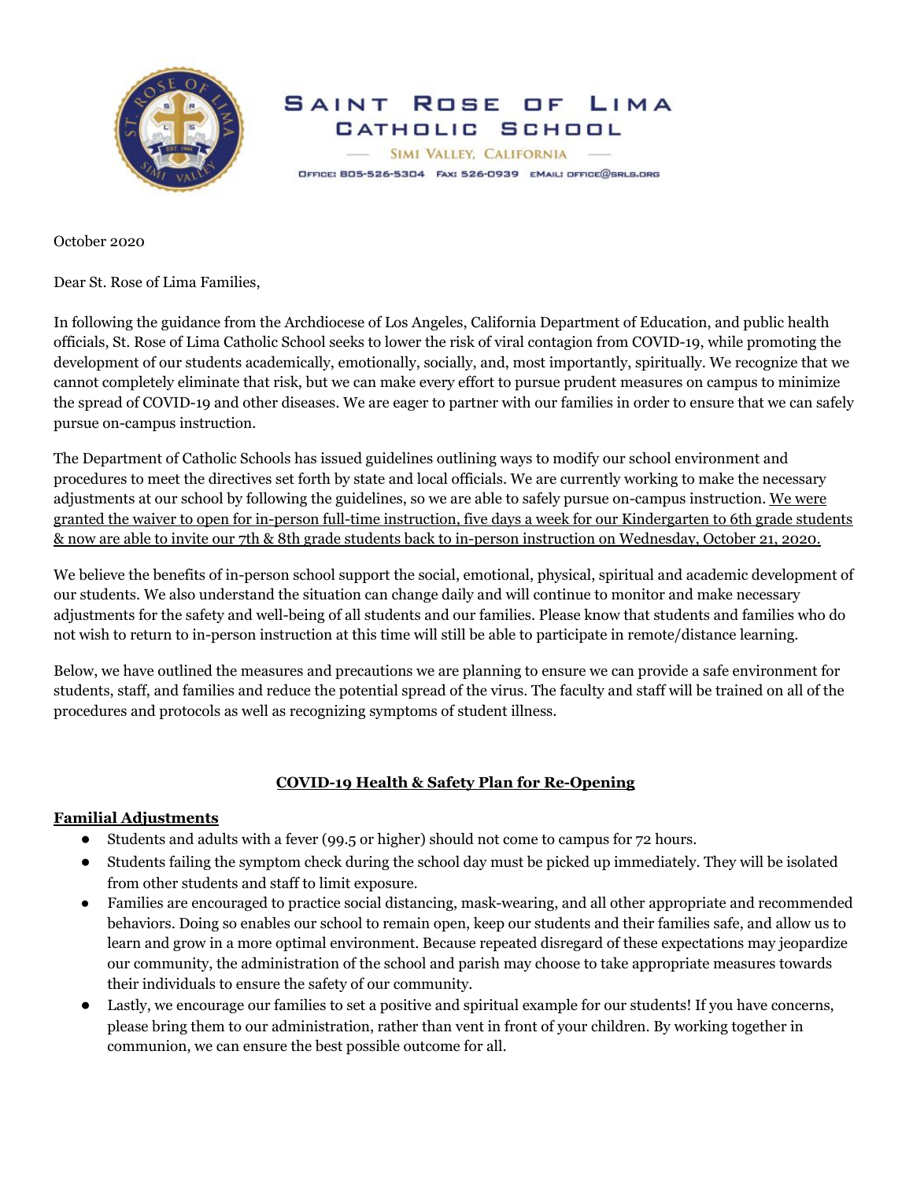# Saint Rose of Lima Catholic School

Simi Valley, California

Office: 805-526-5304 Fax: 526-0939 Email: office@srls.org

October 2020

Dear St. Rose of Lima Families,

In following the guidance from the Archdiocese of Los Angeles, California Department of Education, and public health officials, St. Rose of Lima Catholic School seeks to lower the risk of viral contagion from COVID-19, while promoting the development of our students academically, emotionally, socially, and, most importantly, spiritually. We recognize that we cannot completely eliminate that risk, but we can make every effort to pursue prudent measures on campus to minimize the spread of COVID-19 and other diseases. We are eager to partner with our families in order to ensure that we can safely pursue on-campus instruction.

The Department of Catholic Schools has issued guidelines outlining ways to modify our school environment and procedures to meet the directives set forth by state and local officials. We are currently working to make the necessary adjustments at our school by following the guidelines, so we are able to safely pursue on-campus instruction. <u>We were granted the waiver to open for in-person full-time instruction, five days a week for our Kindergarten to 6th grade students & now are able to invite our 7th & 8th grade students back to in-person instruction on Wednesday, October 21, 2020.</u>

We believe the benefits of in-person school support the social, emotional, physical, spiritual and academic development of our students. We also understand the situation can change daily and will continue to monitor and make necessary adjustments for the safety and well-being of all students and our families. Please know that students and families who do not wish to return to in-person instruction at this time will still be able to participate in remote/distance learning.

Below, we have outlined the measures and precautions we are planning to ensure we can provide a safe environment for students, staff, and families and reduce the potential spread of the virus. The faculty and staff will be trained on all of the procedures and protocols as well as recognizing symptoms of student illness.

## COVID-19 Health & Safety Plan for Re-Opening

### Familial Adjustments

- Students and adults with a fever (99.5 or higher) should not come to campus for 72 hours.
- Students failing the symptom check during the school day must be picked up immediately. They will be isolated from other students and staff to limit exposure.
- Families are encouraged to practice social distancing, mask-wearing, and all other appropriate and recommended behaviors. Doing so enables our school to remain open, keep our students and their families safe, and allow us to learn and grow in a more optimal environment. Because repeated disregard of these expectations may jeopardize our community, the administration of the school and parish may choose to take appropriate measures towards their individuals to ensure the safety of our community.
- Lastly, we encourage our families to set a positive and spiritual example for our students! If you have concerns, please bring them to our administration, rather than vent in front of your children. By working together in communion, we can ensure the best possible outcome for all.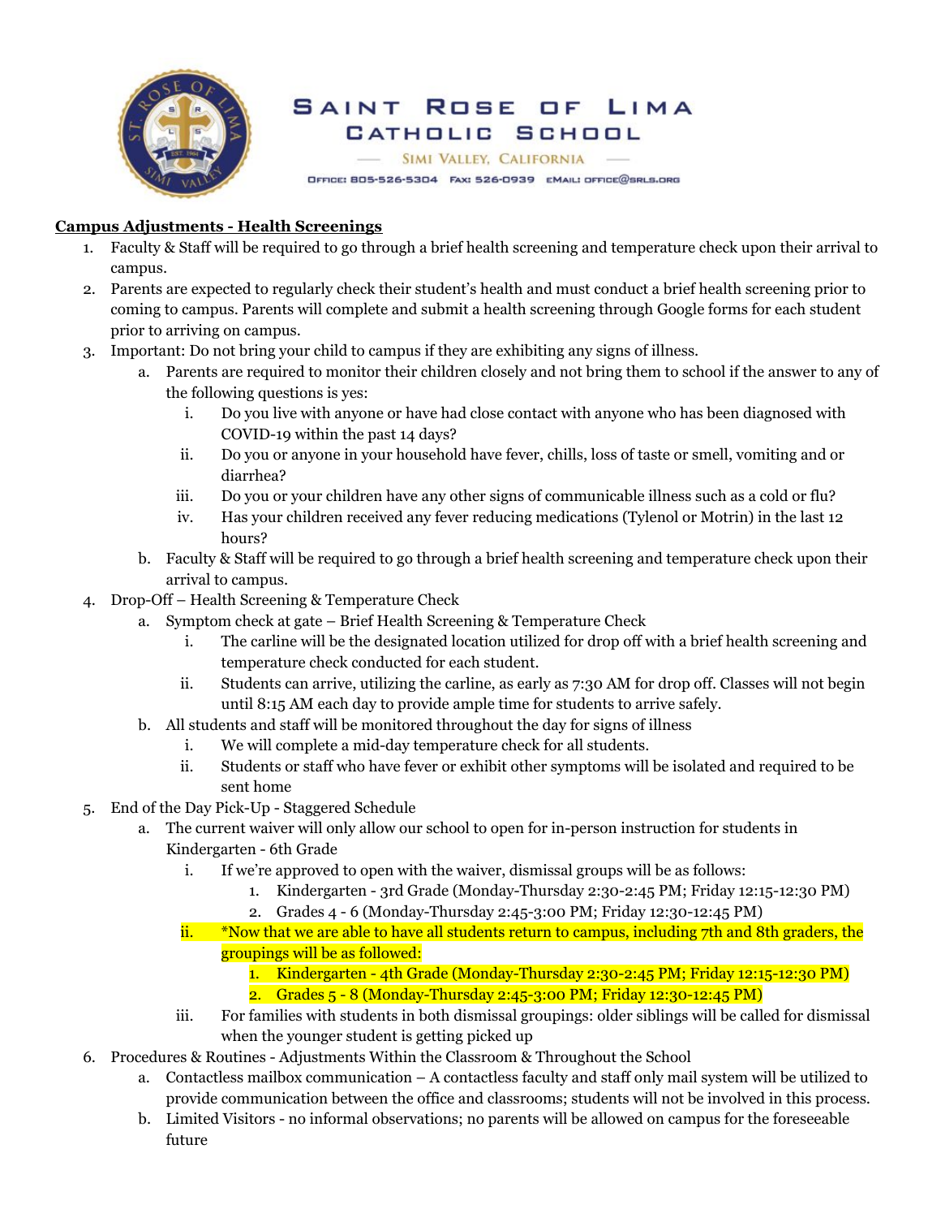# Saint Rose of Lima Catholic School

Simi Valley, California

Office: 805-526-5304 Fax: 526-0939 Email: office@srls.org

**Campus Adjustments - Health Screenings**

1. Faculty & Staff will be required to go through a brief health screening and temperature check upon their arrival to campus.
2. Parents are expected to regularly check their student's health and must conduct a brief health screening prior to coming to campus. Parents will complete and submit a health screening through Google forms for each student prior to arriving on campus.
3. Important: Do not bring your child to campus if they are exhibiting any signs of illness.
   a. Parents are required to monitor their children closely and not bring them to school if the answer to any of the following questions is yes:
      i. Do you live with anyone or have had close contact with anyone who has been diagnosed with COVID-19 within the past 14 days?
      ii. Do you or anyone in your household have fever, chills, loss of taste or smell, vomiting and or diarrhea?
      iii. Do you or your children have any other signs of communicable illness such as a cold or flu?
      iv. Has your children received any fever reducing medications (Tylenol or Motrin) in the last 12 hours?
   b. Faculty & Staff will be required to go through a brief health screening and temperature check upon their arrival to campus.
4. Drop-Off – Health Screening & Temperature Check
   a. Symptom check at gate – Brief Health Screening & Temperature Check
      i. The carline will be the designated location utilized for drop off with a brief health screening and temperature check conducted for each student.
      ii. Students can arrive, utilizing the carline, as early as 7:30 AM for drop off. Classes will not begin until 8:15 AM each day to provide ample time for students to arrive safely.
   b. All students and staff will be monitored throughout the day for signs of illness
      i. We will complete a mid-day temperature check for all students.
      ii. Students or staff who have fever or exhibit other symptoms will be isolated and required to be sent home
5. End of the Day Pick-Up - Staggered Schedule
   a. The current waiver will only allow our school to open for in-person instruction for students in Kindergarten - 6th Grade
      i. If we're approved to open with the waiver, dismissal groups will be as follows:
         1. Kindergarten - 3rd Grade (Monday-Thursday 2:30-2:45 PM; Friday 12:15-12:30 PM)
         2. Grades 4 - 6 (Monday-Thursday 2:45-3:00 PM; Friday 12:30-12:45 PM)
      ii. *Now that we are able to have all students return to campus, including 7th and 8th graders, the groupings will be as followed:
         1. Kindergarten - 4th Grade (Monday-Thursday 2:30-2:45 PM; Friday 12:15-12:30 PM)
         2. Grades 5 - 8 (Monday-Thursday 2:45-3:00 PM; Friday 12:30-12:45 PM)
      iii. For families with students in both dismissal groupings: older siblings will be called for dismissal when the younger student is getting picked up
6. Procedures & Routines - Adjustments Within the Classroom & Throughout the School
   a. Contactless mailbox communication – A contactless faculty and staff only mail system will be utilized to provide communication between the office and classrooms; students will not be involved in this process.
   b. Limited Visitors - no informal observations; no parents will be allowed on campus for the foreseeable future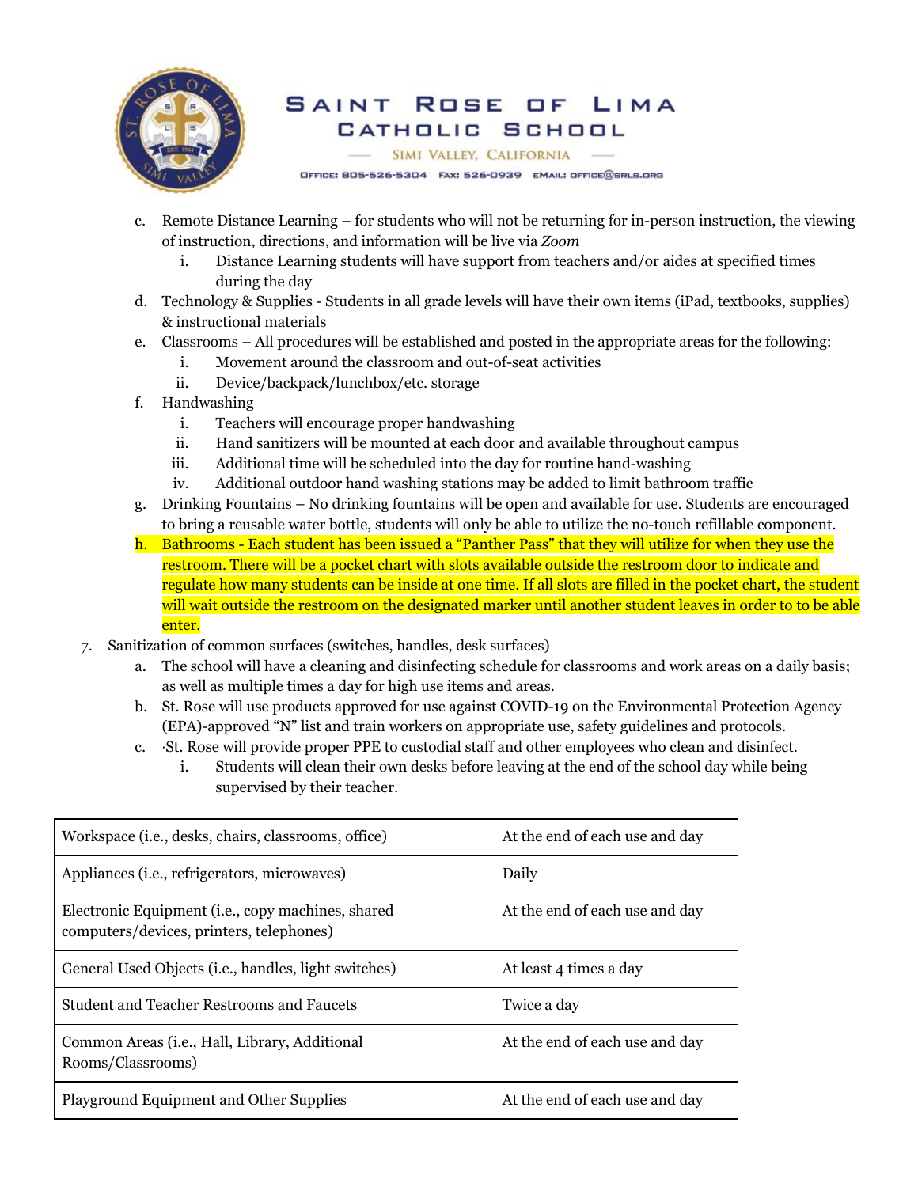c. Remote Distance Learning – for students who will not be returning for in-person instruction, the viewing of instruction, directions, and information will be live via *Zoom*
   i. Distance Learning students will have support from teachers and/or aides at specified times during the day

d. Technology & Supplies - Students in all grade levels will have their own items (iPad, textbooks, supplies) & instructional materials

e. Classrooms – All procedures will be established and posted in the appropriate areas for the following:
   i. Movement around the classroom and out-of-seat activities
   ii. Device/backpack/lunchbox/etc. storage

f. Handwashing
   i. Teachers will encourage proper handwashing
   ii. Hand sanitizers will be mounted at each door and available throughout campus
   iii. Additional time will be scheduled into the day for routine hand-washing
   iv. Additional outdoor hand washing stations may be added to limit bathroom traffic

g. Drinking Fountains – No drinking fountains will be open and available for use. Students are encouraged to bring a reusable water bottle, students will only be able to utilize the no-touch refillable component.

h. Bathrooms - Each student has been issued a "Panther Pass" that they will utilize for when they use the restroom. There will be a pocket chart with slots available outside the restroom door to indicate and regulate how many students can be inside at one time. If all slots are filled in the pocket chart, the student will wait outside the restroom on the designated marker until another student leaves in order to to be able enter.

7. Sanitization of common surfaces (switches, handles, desk surfaces)
   a. The school will have a cleaning and disinfecting schedule for classrooms and work areas on a daily basis; as well as multiple times a day for high use items and areas.
   b. St. Rose will use products approved for use against COVID-19 on the Environmental Protection Agency (EPA)-approved "N" list and train workers on appropriate use, safety guidelines and protocols.
   c. ·St. Rose will provide proper PPE to custodial staff and other employees who clean and disinfect.
      i. Students will clean their own desks before leaving at the end of the school day while being supervised by their teacher.

| Item | Frequency |
|---|---|
| Workspace (i.e., desks, chairs, classrooms, office) | At the end of each use and day |
| Appliances (i.e., refrigerators, microwaves) | Daily |
| Electronic Equipment (i.e., copy machines, shared computers/devices, printers, telephones) | At the end of each use and day |
| General Used Objects (i.e., handles, light switches) | At least 4 times a day |
| Student and Teacher Restrooms and Faucets | Twice a day |
| Common Areas (i.e., Hall, Library, Additional Rooms/Classrooms) | At the end of each use and day |
| Playground Equipment and Other Supplies | At the end of each use and day |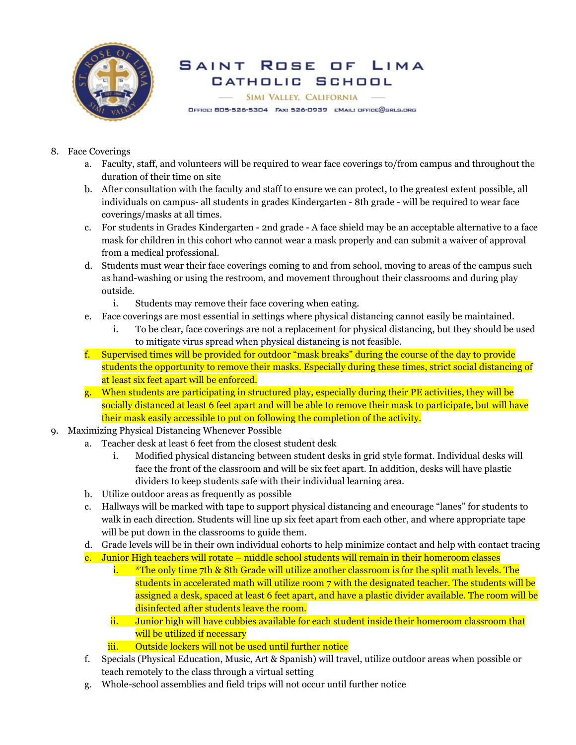8. Face Coverings
    a. Faculty, staff, and volunteers will be required to wear face coverings to/from campus and throughout the duration of their time on site
    b. After consultation with the faculty and staff to ensure we can protect, to the greatest extent possible, all individuals on campus- all students in grades Kindergarten - 8th grade - will be required to wear face coverings/masks at all times.
    c. For students in Grades Kindergarten - 2nd grade - A face shield may be an acceptable alternative to a face mask for children in this cohort who cannot wear a mask properly and can submit a waiver of approval from a medical professional.
    d. Students must wear their face coverings coming to and from school, moving to areas of the campus such as hand-washing or using the restroom, and movement throughout their classrooms and during play outside.
        i. Students may remove their face covering when eating.
    e. Face coverings are most essential in settings where physical distancing cannot easily be maintained.
        i. To be clear, face coverings are not a replacement for physical distancing, but they should be used to mitigate virus spread when physical distancing is not feasible.
    f. Supervised times will be provided for outdoor "mask breaks" during the course of the day to provide students the opportunity to remove their masks. Especially during these times, strict social distancing of at least six feet apart will be enforced.
    g. When students are participating in structured play, especially during their PE activities, they will be socially distanced at least 6 feet apart and will be able to remove their mask to participate, but will have their mask easily accessible to put on following the completion of the activity.
9. Maximizing Physical Distancing Whenever Possible
    a. Teacher desk at least 6 feet from the closest student desk
        i. Modified physical distancing between student desks in grid style format. Individual desks will face the front of the classroom and will be six feet apart. In addition, desks will have plastic dividers to keep students safe with their individual learning area.
    b. Utilize outdoor areas as frequently as possible
    c. Hallways will be marked with tape to support physical distancing and encourage "lanes" for students to walk in each direction. Students will line up six feet apart from each other, and where appropriate tape will be put down in the classrooms to guide them.
    d. Grade levels will be in their own individual cohorts to help minimize contact and help with contact tracing
    e. Junior High teachers will rotate – middle school students will remain in their homeroom classes
        i. *The only time 7th & 8th Grade will utilize another classroom is for the split math levels. The students in accelerated math will utilize room 7 with the designated teacher. The students will be assigned a desk, spaced at least 6 feet apart, and have a plastic divider available. The room will be disinfected after students leave the room.
        ii. Junior high will have cubbies available for each student inside their homeroom classroom that will be utilized if necessary
        iii. Outside lockers will not be used until further notice
    f. Specials (Physical Education, Music, Art & Spanish) will travel, utilize outdoor areas when possible or teach remotely to the class through a virtual setting
    g. Whole-school assemblies and field trips will not occur until further notice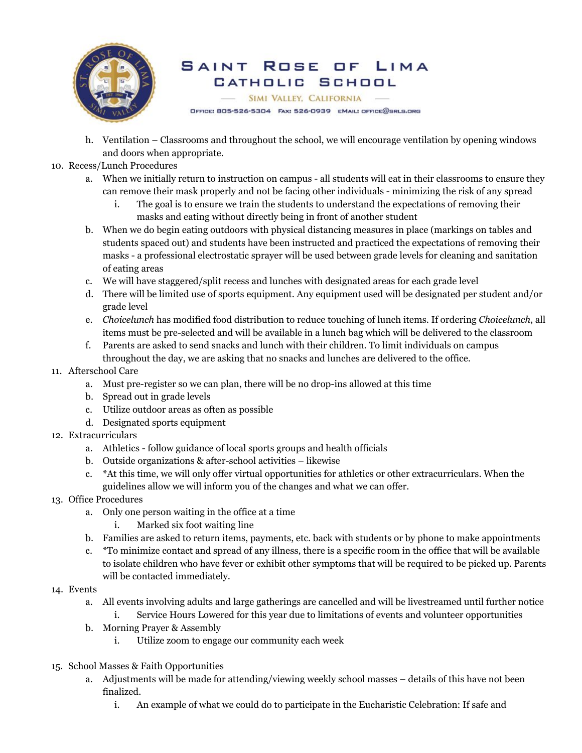h. Ventilation – Classrooms and throughout the school, we will encourage ventilation by opening windows and doors when appropriate.

10. Recess/Lunch Procedures
    a. When we initially return to instruction on campus - all students will eat in their classrooms to ensure they can remove their mask properly and not be facing other individuals - minimizing the risk of any spread
        i. The goal is to ensure we train the students to understand the expectations of removing their masks and eating without directly being in front of another student
    b. When we do begin eating outdoors with physical distancing measures in place (markings on tables and students spaced out) and students have been instructed and practiced the expectations of removing their masks - a professional electrostatic sprayer will be used between grade levels for cleaning and sanitation of eating areas
    c. We will have staggered/split recess and lunches with designated areas for each grade level
    d. There will be limited use of sports equipment. Any equipment used will be designated per student and/or grade level
    e. *Choicelunch* has modified food distribution to reduce touching of lunch items. If ordering *Choicelunch*, all items must be pre-selected and will be available in a lunch bag which will be delivered to the classroom
    f. Parents are asked to send snacks and lunch with their children. To limit individuals on campus throughout the day, we are asking that no snacks and lunches are delivered to the office.

11. Afterschool Care
    a. Must pre-register so we can plan, there will be no drop-ins allowed at this time
    b. Spread out in grade levels
    c. Utilize outdoor areas as often as possible
    d. Designated sports equipment

12. Extracurriculars
    a. Athletics - follow guidance of local sports groups and health officials
    b. Outside organizations & after-school activities – likewise
    c. *At this time, we will only offer virtual opportunities for athletics or other extracurriculars. When the guidelines allow we will inform you of the changes and what we can offer.

13. Office Procedures
    a. Only one person waiting in the office at a time
        i. Marked six foot waiting line
    b. Families are asked to return items, payments, etc. back with students or by phone to make appointments
    c. *To minimize contact and spread of any illness, there is a specific room in the office that will be available to isolate children who have fever or exhibit other symptoms that will be required to be picked up. Parents will be contacted immediately.

14. Events
    a. All events involving adults and large gatherings are cancelled and will be livestreamed until further notice
        i. Service Hours Lowered for this year due to limitations of events and volunteer opportunities
    b. Morning Prayer & Assembly
        i. Utilize zoom to engage our community each week

15. School Masses & Faith Opportunities
    a. Adjustments will be made for attending/viewing weekly school masses – details of this have not been finalized.
        i. An example of what we could do to participate in the Eucharistic Celebration: If safe and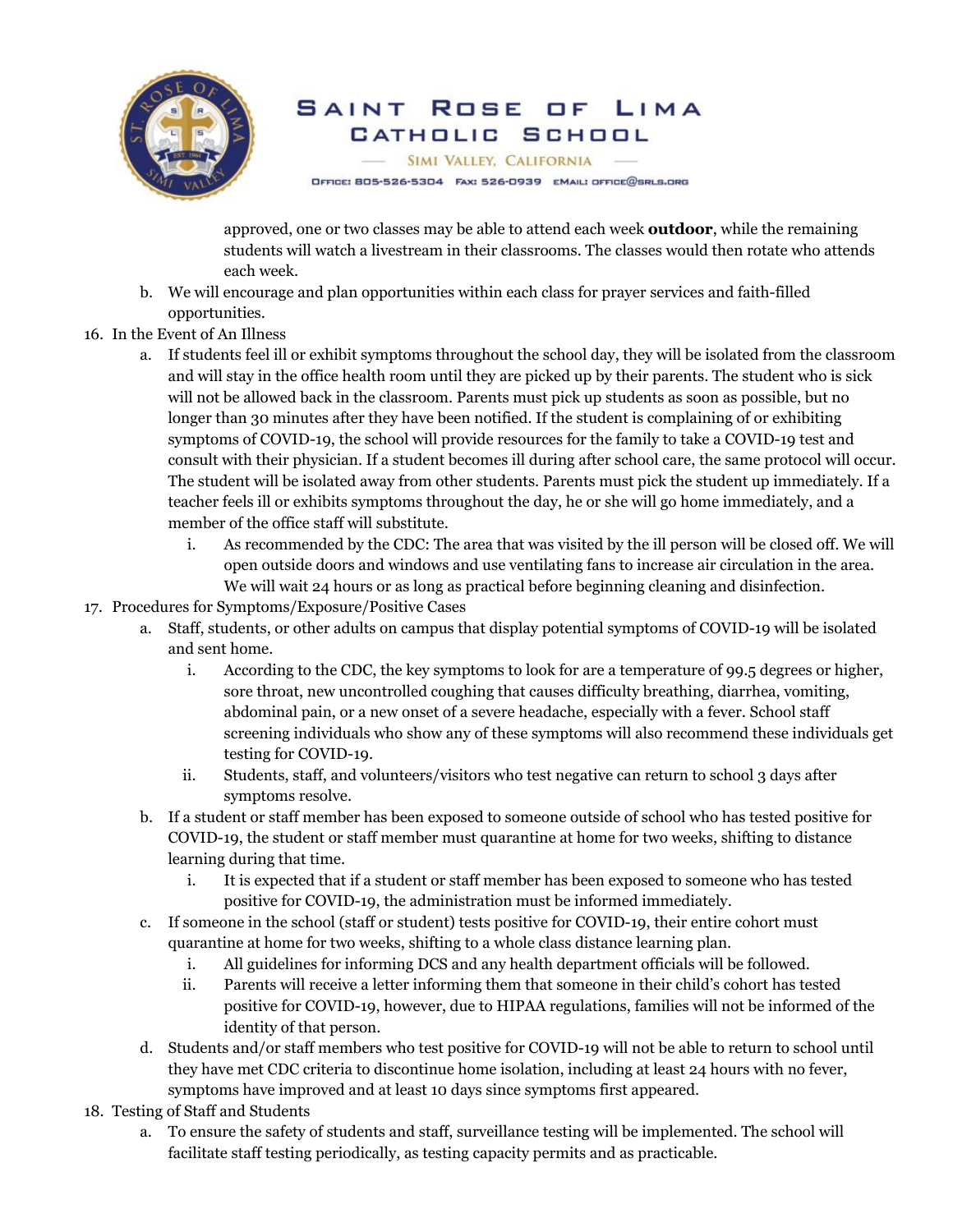approved, one or two classes may be able to attend each week **outdoor**, while the remaining students will watch a livestream in their classrooms. The classes would then rotate who attends each week.

   b. We will encourage and plan opportunities within each class for prayer services and faith-filled opportunities.

16. In the Event of An Illness
   a. If students feel ill or exhibit symptoms throughout the school day, they will be isolated from the classroom and will stay in the office health room until they are picked up by their parents. The student who is sick will not be allowed back in the classroom. Parents must pick up students as soon as possible, but no longer than 30 minutes after they have been notified. If the student is complaining of or exhibiting symptoms of COVID-19, the school will provide resources for the family to take a COVID-19 test and consult with their physician. If a student becomes ill during after school care, the same protocol will occur. The student will be isolated away from other students. Parents must pick the student up immediately. If a teacher feels ill or exhibits symptoms throughout the day, he or she will go home immediately, and a member of the office staff will substitute.
      i. As recommended by the CDC: The area that was visited by the ill person will be closed off. We will open outside doors and windows and use ventilating fans to increase air circulation in the area. We will wait 24 hours or as long as practical before beginning cleaning and disinfection.

17. Procedures for Symptoms/Exposure/Positive Cases
   a. Staff, students, or other adults on campus that display potential symptoms of COVID-19 will be isolated and sent home.
      i. According to the CDC, the key symptoms to look for are a temperature of 99.5 degrees or higher, sore throat, new uncontrolled coughing that causes difficulty breathing, diarrhea, vomiting, abdominal pain, or a new onset of a severe headache, especially with a fever. School staff screening individuals who show any of these symptoms will also recommend these individuals get testing for COVID-19.
      ii. Students, staff, and volunteers/visitors who test negative can return to school 3 days after symptoms resolve.
   b. If a student or staff member has been exposed to someone outside of school who has tested positive for COVID-19, the student or staff member must quarantine at home for two weeks, shifting to distance learning during that time.
      i. It is expected that if a student or staff member has been exposed to someone who has tested positive for COVID-19, the administration must be informed immediately.
   c. If someone in the school (staff or student) tests positive for COVID-19, their entire cohort must quarantine at home for two weeks, shifting to a whole class distance learning plan.
      i. All guidelines for informing DCS and any health department officials will be followed.
      ii. Parents will receive a letter informing them that someone in their child's cohort has tested positive for COVID-19, however, due to HIPAA regulations, families will not be informed of the identity of that person.
   d. Students and/or staff members who test positive for COVID-19 will not be able to return to school until they have met CDC criteria to discontinue home isolation, including at least 24 hours with no fever, symptoms have improved and at least 10 days since symptoms first appeared.

18. Testing of Staff and Students
   a. To ensure the safety of students and staff, surveillance testing will be implemented. The school will facilitate staff testing periodically, as testing capacity permits and as practicable.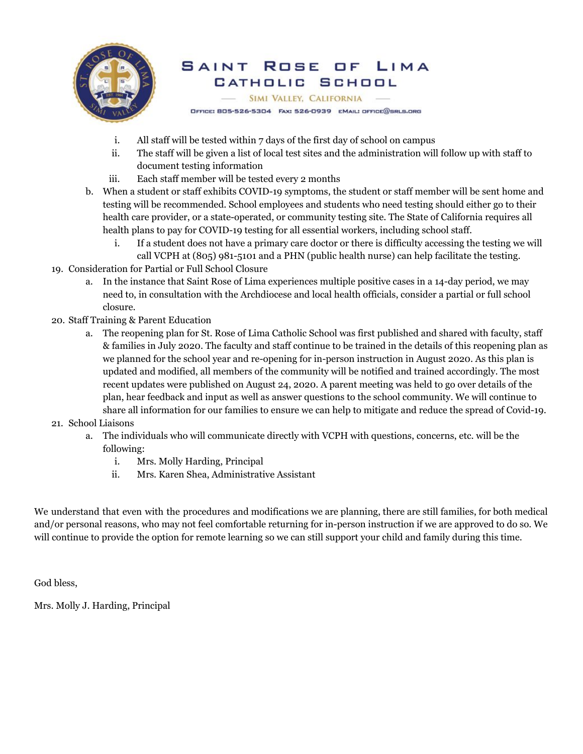# Saint Rose of Lima Catholic School

Simi Valley, California

Office: 805-526-5304 Fax: 526-0939 Email: office@srls.org

   i. All staff will be tested within 7 days of the first day of school on campus
   ii. The staff will be given a list of local test sites and the administration will follow up with staff to document testing information
   iii. Each staff member will be tested every 2 months

b. When a student or staff exhibits COVID-19 symptoms, the student or staff member will be sent home and testing will be recommended. School employees and students who need testing should either go to their health care provider, or a state-operated, or community testing site. The State of California requires all health plans to pay for COVID-19 testing for all essential workers, including school staff.
   i. If a student does not have a primary care doctor or there is difficulty accessing the testing we will call VCPH at (805) 981-5101 and a PHN (public health nurse) can help facilitate the testing.

19. Consideration for Partial or Full School Closure
   a. In the instance that Saint Rose of Lima experiences multiple positive cases in a 14-day period, we may need to, in consultation with the Archdiocese and local health officials, consider a partial or full school closure.
20. Staff Training & Parent Education
   a. The reopening plan for St. Rose of Lima Catholic School was first published and shared with faculty, staff & families in July 2020. The faculty and staff continue to be trained in the details of this reopening plan as we planned for the school year and re-opening for in-person instruction in August 2020. As this plan is updated and modified, all members of the community will be notified and trained accordingly. The most recent updates were published on August 24, 2020. A parent meeting was held to go over details of the plan, hear feedback and input as well as answer questions to the school community. We will continue to share all information for our families to ensure we can help to mitigate and reduce the spread of Covid-19.
21. School Liaisons
   a. The individuals who will communicate directly with VCPH with questions, concerns, etc. will be the following:
      i. Mrs. Molly Harding, Principal
      ii. Mrs. Karen Shea, Administrative Assistant

We understand that even with the procedures and modifications we are planning, there are still families, for both medical and/or personal reasons, who may not feel comfortable returning for in-person instruction if we are approved to do so. We will continue to provide the option for remote learning so we can still support your child and family during this time.

God bless,

Mrs. Molly J. Harding, Principal